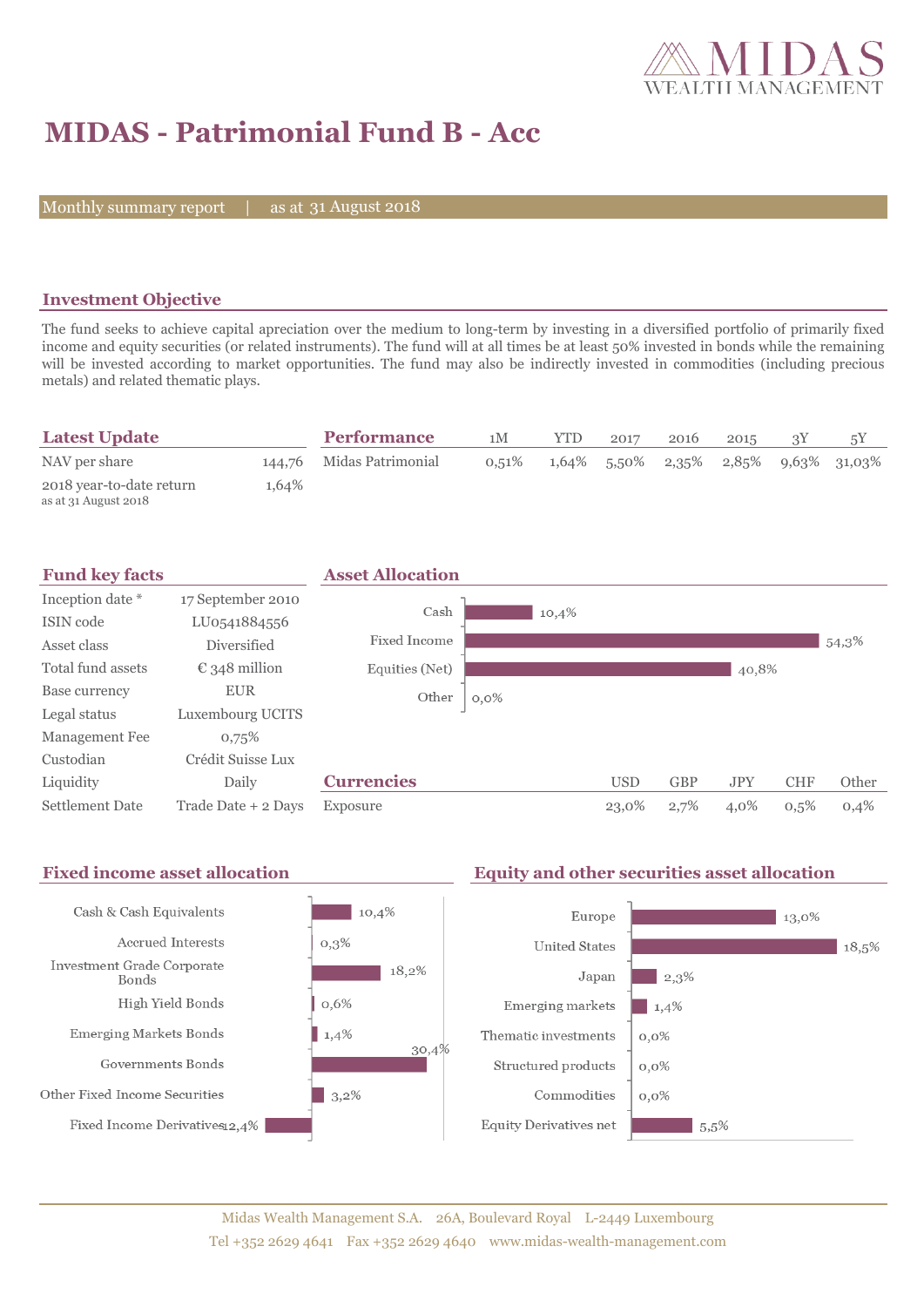# MIDAS - Patrimonial Fund B - Acc

Monthly summary report | as at 31 August 2018

## Investment Objective

The fund seeks to achieve capital apreciation over the medium to long-term by investing in a diversified portfolio of primarily fixed income and equity securities (or related instruments). The fund will at all times be at least 50% invested in bonds while the remaining will be invested according to market opportunities. The fund may also be indirectly invested in commodities (including precious metals) and related thematic plays.

## Latest Update

| | |
|---|---|
| NAV per share | 144,76 |
| 2018 year-to-date return<br>as at 31 August 2018 | 1,64% |

## Performance

| | 1M | YTD | 2017 | 2016 | 2015 | 3Y | 5Y |
|---|---|---|---|---|---|---|---|
| Midas Patrimonial | 0,51% | 1,64% | 5,50% | 2,35% | 2,85% | 9,63% | 31,03% |

## Fund key facts

| | |
|---|---|
| Inception date * | 17 September 2010 |
| ISIN code | LU0541884556 |
| Asset class | Diversified |
| Total fund assets | € 348 million |
| Base currency | EUR |
| Legal status | Luxembourg UCITS |
| Management Fee | 0,75% |
| Custodian | Crédit Suisse Lux |
| Liquidity | Daily |
| Settlement Date | Trade Date + 2 Days |

## Asset Allocation

| | |
|---|---|
| Cash | 10,4% |
| Fixed Income | 54,3% |
| Equities (Net) | 40,8% |
| Other | 0,0% |

## Currencies

| | USD | GBP | JPY | CHF | Other |
|---|---|---|---|---|---|
| Exposure | 23,0% | 2,7% | 4,0% | 0,5% | 0,4% |

## Fixed income asset allocation

| | |
|---|---|
| Cash & Cash Equivalents | 10,4% |
| Accrued Interests | 0,3% |
| Investment Grade Corporate Bonds | 18,2% |
| High Yield Bonds | 0,6% |
| Emerging Markets Bonds | 1,4% |
| Governments Bonds | 30,4% |
| Other Fixed Income Securities | 3,2% |
| Fixed Income Derivatives | -12,4% |

## Equity and other securities asset allocation

| | |
|---|---|
| Europe | 13,0% |
| United States | 18,5% |
| Japan | 2,3% |
| Emerging markets | 1,4% |
| Thematic investments | 0,0% |
| Structured products | 0,0% |
| Commodities | 0,0% |
| Equity Derivatives net | 5,5% |

Midas Wealth Management S.A. 26A, Boulevard Royal L-2449 Luxembourg
Tel +352 2629 4641 Fax +352 2629 4640 www.midas-wealth-management.com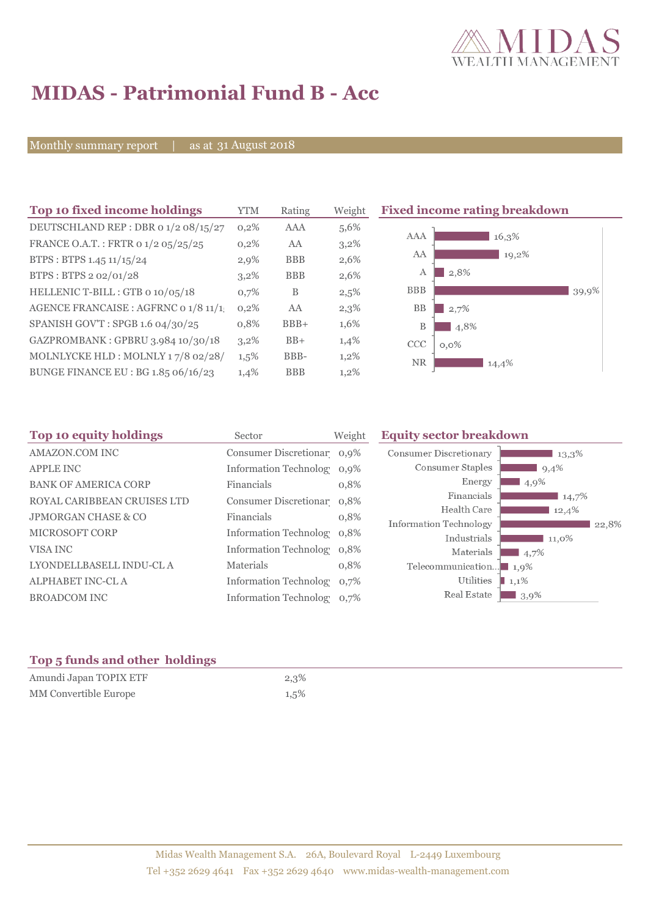# MIDAS - Patrimonial Fund B - Acc

Monthly summary report | as at 31 August 2018

## Top 10 fixed income holdings

| Top 10 fixed income holdings | YTM | Rating | Weight |
|---|---|---|---|
| DEUTSCHLAND REP : DBR 0 1/2 08/15/27 | 0,2% | AAA | 5,6% |
| FRANCE O.A.T. : FRTR 0 1/2 05/25/25 | 0,2% | AA | 3,2% |
| BTPS : BTPS 1.45 11/15/24 | 2,9% | BBB | 2,6% |
| BTPS : BTPS 2 02/01/28 | 3,2% | BBB | 2,6% |
| HELLENIC T-BILL : GTB 0 10/05/18 | 0,7% | B | 2,5% |
| AGENCE FRANCAISE : AGFRNC 0 1/8 11/1 | 0,2% | AA | 2,3% |
| SPANISH GOV'T : SPGB 1.6 04/30/25 | 0,8% | BBB+ | 1,6% |
| GAZPROMBANK : GPBRU 3.984 10/30/18 | 3,2% | BB+ | 1,4% |
| MOLNLYCKE HLD : MOLNLY 1 7/8 02/28/ | 1,5% | BBB- | 1,2% |
| BUNGE FINANCE EU : BG 1.85 06/16/23 | 1,4% | BBB | 1,2% |

## Fixed income rating breakdown

| Rating | Weight |
|---|---|
| AAA | 16,3% |
| AA | 19,2% |
| A | 2,8% |
| BBB | 39,9% |
| BB | 2,7% |
| B | 4,8% |
| CCC | 0,0% |
| NR | 14,4% |

## Top 10 equity holdings

| Top 10 equity holdings | Sector | Weight |
|---|---|---|
| AMAZON.COM INC | Consumer Discretionar | 0,9% |
| APPLE INC | Information Technolog | 0,9% |
| BANK OF AMERICA CORP | Financials | 0,8% |
| ROYAL CARIBBEAN CRUISES LTD | Consumer Discretionar | 0,8% |
| JPMORGAN CHASE & CO | Financials | 0,8% |
| MICROSOFT CORP | Information Technolog | 0,8% |
| VISA INC | Information Technolog | 0,8% |
| LYONDELLBASELL INDU-CL A | Materials | 0,8% |
| ALPHABET INC-CL A | Information Technolog | 0,7% |
| BROADCOM INC | Information Technolog | 0,7% |

## Equity sector breakdown

| Sector | Weight |
|---|---|
| Consumer Discretionary | 13,3% |
| Consumer Staples | 9,4% |
| Energy | 4,9% |
| Financials | 14,7% |
| Health Care | 12,4% |
| Information Technology | 22,8% |
| Industrials | 11,0% |
| Materials | 4,7% |
| Telecommunication... | 1,9% |
| Utilities | 1,1% |
| Real Estate | 3,9% |

## Top 5 funds and other holdings

| Top 5 funds and other holdings | |
|---|---|
| Amundi Japan TOPIX ETF | 2,3% |
| MM Convertible Europe | 1,5% |

Midas Wealth Management S.A. 26A, Boulevard Royal L-2449 Luxembourg
Tel +352 2629 4641 Fax +352 2629 4640 www.midas-wealth-management.com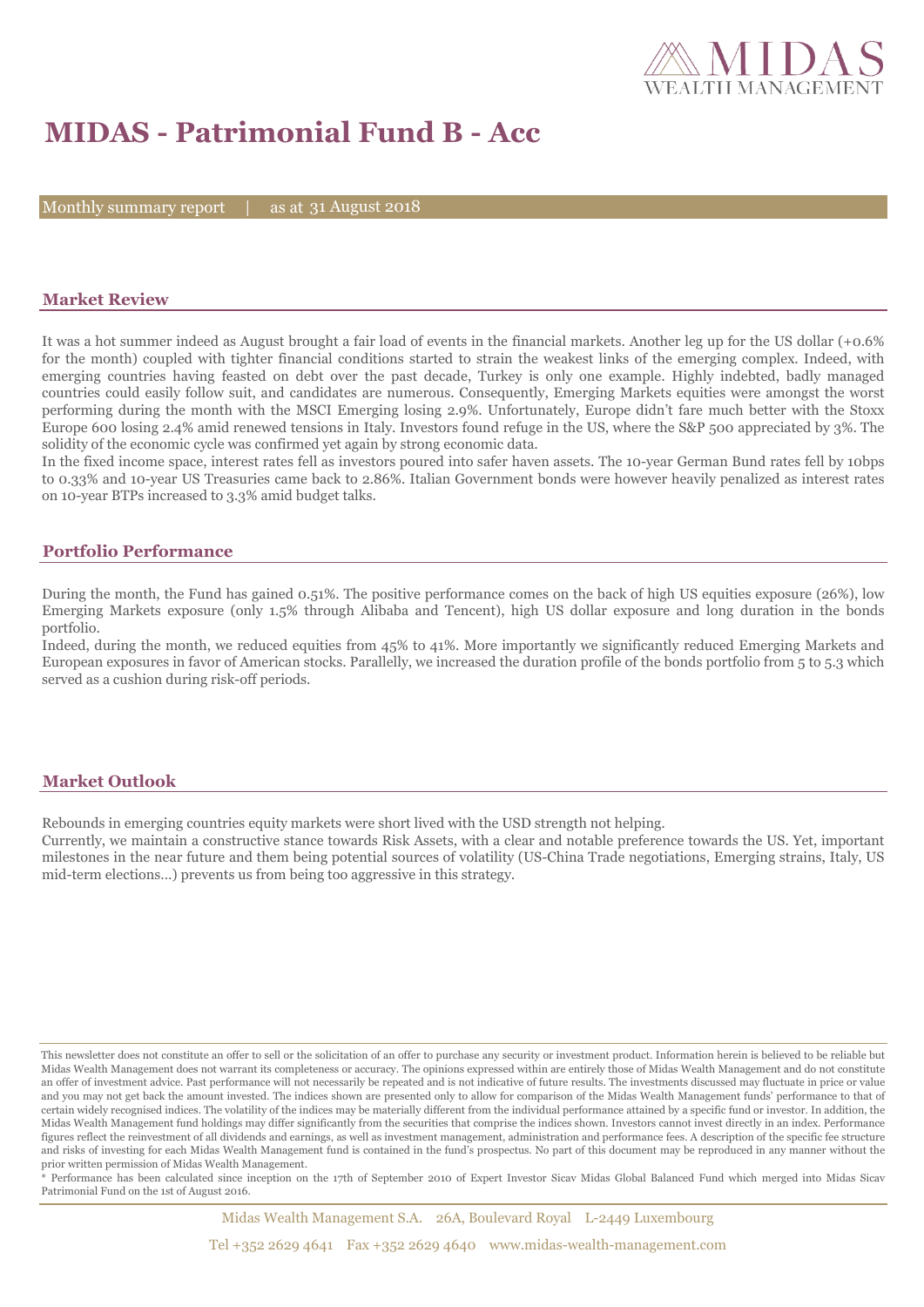# MIDAS - Patrimonial Fund B - Acc

Monthly summary report | as at 31 August 2018

## Market Review

It was a hot summer indeed as August brought a fair load of events in the financial markets. Another leg up for the US dollar (+0.6% for the month) coupled with tighter financial conditions started to strain the weakest links of the emerging complex. Indeed, with emerging countries having feasted on debt over the past decade, Turkey is only one example. Highly indebted, badly managed countries could easily follow suit, and candidates are numerous. Consequently, Emerging Markets equities were amongst the worst performing during the month with the MSCI Emerging losing 2.9%. Unfortunately, Europe didn't fare much better with the Stoxx Europe 600 losing 2.4% amid renewed tensions in Italy. Investors found refuge in the US, where the S&P 500 appreciated by 3%. The solidity of the economic cycle was confirmed yet again by strong economic data.

In the fixed income space, interest rates fell as investors poured into safer haven assets. The 10-year German Bund rates fell by 10bps to 0.33% and 10-year US Treasuries came back to 2.86%. Italian Government bonds were however heavily penalized as interest rates on 10-year BTPs increased to 3.3% amid budget talks.

## Portfolio Performance

During the month, the Fund has gained 0.51%. The positive performance comes on the back of high US equities exposure (26%), low Emerging Markets exposure (only 1.5% through Alibaba and Tencent), high US dollar exposure and long duration in the bonds portfolio.

Indeed, during the month, we reduced equities from 45% to 41%. More importantly we significantly reduced Emerging Markets and European exposures in favor of American stocks. Parallelly, we increased the duration profile of the bonds portfolio from 5 to 5.3 which served as a cushion during risk-off periods.

## Market Outlook

Rebounds in emerging countries equity markets were short lived with the USD strength not helping.

Currently, we maintain a constructive stance towards Risk Assets, with a clear and notable preference towards the US. Yet, important milestones in the near future and them being potential sources of volatility (US-China Trade negotiations, Emerging strains, Italy, US mid-term elections…) prevents us from being too aggressive in this strategy.

This newsletter does not constitute an offer to sell or the solicitation of an offer to purchase any security or investment product. Information herein is believed to be reliable but Midas Wealth Management does not warrant its completeness or accuracy. The opinions expressed within are entirely those of Midas Wealth Management and do not constitute an offer of investment advice. Past performance will not necessarily be repeated and is not indicative of future results. The investments discussed may fluctuate in price or value and you may not get back the amount invested. The indices shown are presented only to allow for comparison of the Midas Wealth Management funds' performance to that of certain widely recognised indices. The volatility of the indices may be materially different from the individual performance attained by a specific fund or investor. In addition, the Midas Wealth Management fund holdings may differ significantly from the securities that comprise the indices shown. Investors cannot invest directly in an index. Performance figures reflect the reinvestment of all dividends and earnings, as well as investment management, administration and performance fees. A description of the specific fee structure and risks of investing for each Midas Wealth Management fund is contained in the fund's prospectus. No part of this document may be reproduced in any manner without the prior written permission of Midas Wealth Management.

\* Performance has been calculated since inception on the 17th of September 2010 of Expert Investor Sicav Midas Global Balanced Fund which merged into Midas Sicav Patrimonial Fund on the 1st of August 2016.

Midas Wealth Management S.A. 26A, Boulevard Royal L-2449 Luxembourg

Tel +352 2629 4641 Fax +352 2629 4640 www.midas-wealth-management.com